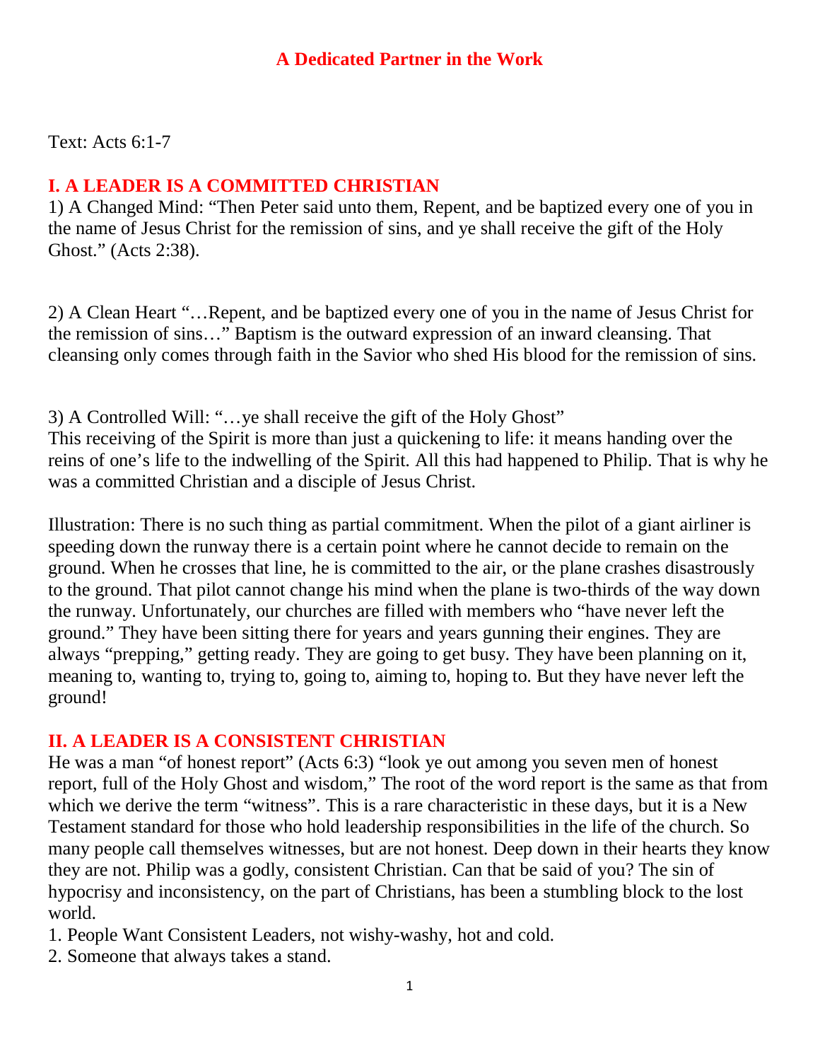# A Dedicated Partner in the Work

Text: Acts 6:1-7

## I. A LEADER IS A COMMITTED CHRISTIAN

1) A Changed Mind: "Then Peter said unto them, Repent, and be baptized every one of you in the name of Jesus Christ for the remission of sins, and ye shall receive the gift of the Holy Ghost." (Acts 2:38).

2) A Clean Heart "…Repent, and be baptized every one of you in the name of Jesus Christ for the remission of sins…" Baptism is the outward expression of an inward cleansing. That cleansing only comes through faith in the Savior who shed His blood for the remission of sins.

3) A Controlled Will: "…ye shall receive the gift of the Holy Ghost"
This receiving of the Spirit is more than just a quickening to life: it means handing over the reins of one's life to the indwelling of the Spirit. All this had happened to Philip. That is why he was a committed Christian and a disciple of Jesus Christ.

Illustration: There is no such thing as partial commitment. When the pilot of a giant airliner is speeding down the runway there is a certain point where he cannot decide to remain on the ground. When he crosses that line, he is committed to the air, or the plane crashes disastrously to the ground. That pilot cannot change his mind when the plane is two-thirds of the way down the runway. Unfortunately, our churches are filled with members who "have never left the ground." They have been sitting there for years and years gunning their engines. They are always "prepping," getting ready. They are going to get busy. They have been planning on it, meaning to, wanting to, trying to, going to, aiming to, hoping to. But they have never left the ground!

## II. A LEADER IS A CONSISTENT CHRISTIAN

He was a man "of honest report" (Acts 6:3) "look ye out among you seven men of honest report, full of the Holy Ghost and wisdom," The root of the word report is the same as that from which we derive the term "witness". This is a rare characteristic in these days, but it is a New Testament standard for those who hold leadership responsibilities in the life of the church. So many people call themselves witnesses, but are not honest. Deep down in their hearts they know they are not. Philip was a godly, consistent Christian. Can that be said of you? The sin of hypocrisy and inconsistency, on the part of Christians, has been a stumbling block to the lost world.

1. People Want Consistent Leaders, not wishy-washy, hot and cold.
2. Someone that always takes a stand.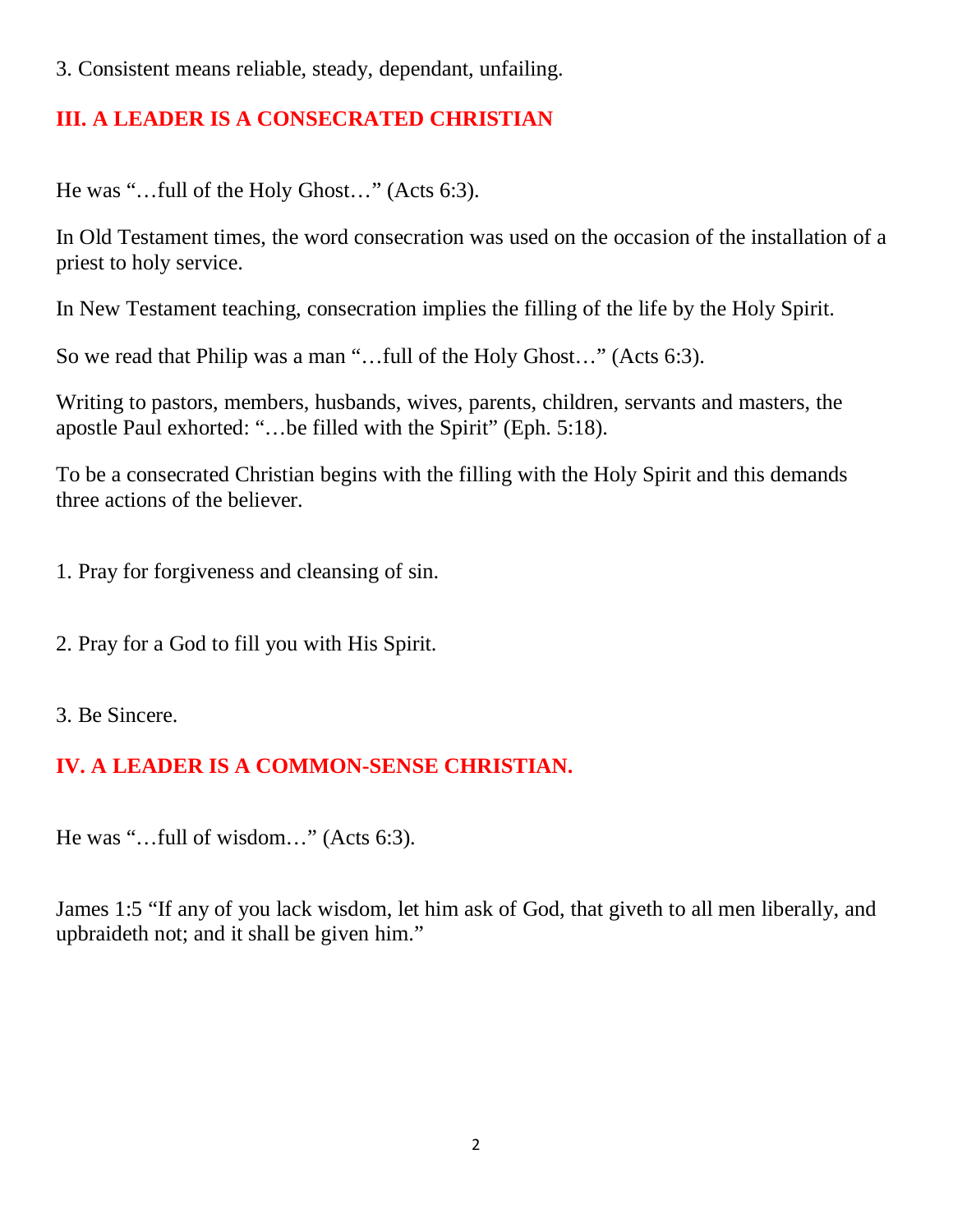3. Consistent means reliable, steady, dependant, unfailing.

## III. A LEADER IS A CONSECRATED CHRISTIAN

He was "…full of the Holy Ghost…" (Acts 6:3).

In Old Testament times, the word consecration was used on the occasion of the installation of a priest to holy service.

In New Testament teaching, consecration implies the filling of the life by the Holy Spirit.

So we read that Philip was a man "…full of the Holy Ghost…" (Acts 6:3).

Writing to pastors, members, husbands, wives, parents, children, servants and masters, the apostle Paul exhorted: "…be filled with the Spirit" (Eph. 5:18).

To be a consecrated Christian begins with the filling with the Holy Spirit and this demands three actions of the believer.

1. Pray for forgiveness and cleansing of sin.

2. Pray for a God to fill you with His Spirit.

3. Be Sincere.

## IV. A LEADER IS A COMMON-SENSE CHRISTIAN.

He was "…full of wisdom…" (Acts 6:3).

James 1:5 "If any of you lack wisdom, let him ask of God, that giveth to all men liberally, and upbraideth not; and it shall be given him."